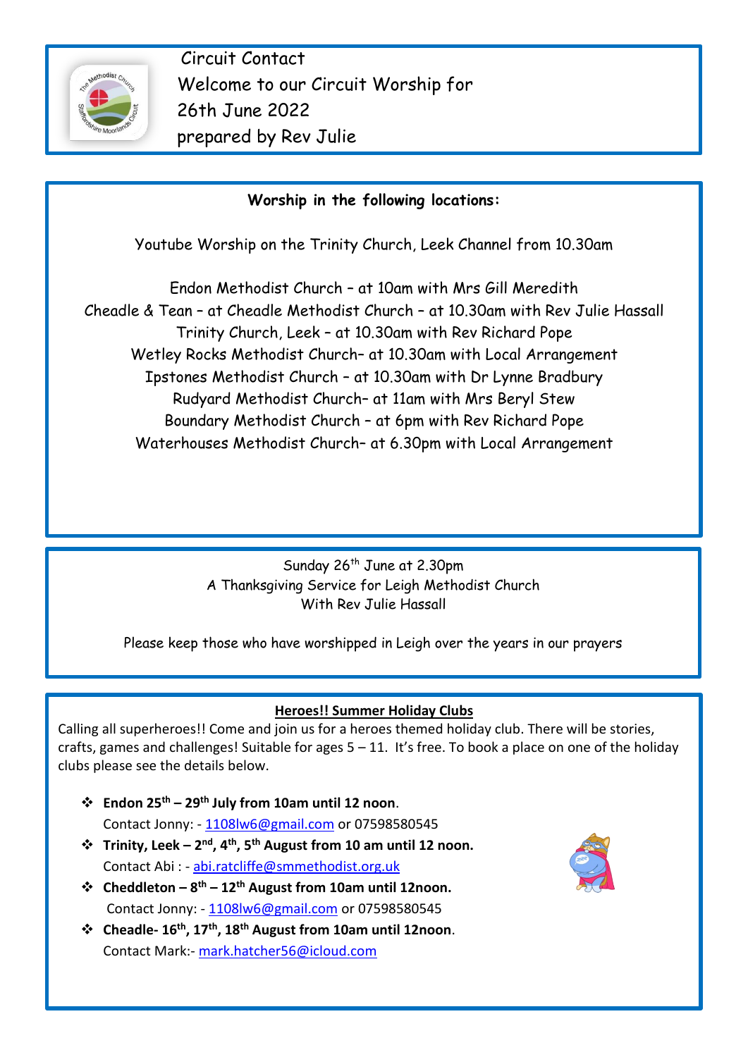Circuit Contact

Welcome to our Circuit Worship for 26th June 2022 prepared by Rev Julie

**Worship in the following locations:**

Youtube Worship on the Trinity Church, Leek Channel from 10.30am

Endon Methodist Church – at 10am with Mrs Gill Meredith
Cheadle & Tean – at Cheadle Methodist Church – at 10.30am with Rev Julie Hassall
Trinity Church, Leek – at 10.30am with Rev Richard Pope
Wetley Rocks Methodist Church– at 10.30am with Local Arrangement
Ipstones Methodist Church – at 10.30am with Dr Lynne Bradbury
Rudyard Methodist Church– at 11am with Mrs Beryl Stew
Boundary Methodist Church – at 6pm with Rev Richard Pope
Waterhouses Methodist Church– at 6.30pm with Local Arrangement

Sunday 26th June at 2.30pm
A Thanksgiving Service for Leigh Methodist Church
With Rev Julie Hassall

Please keep those who have worshipped in Leigh over the years in our prayers

**Heroes!! Summer Holiday Clubs**

Calling all superheroes!! Come and join us for a heroes themed holiday club. There will be stories, crafts, games and challenges! Suitable for ages 5 – 11. It's free. To book a place on one of the holiday clubs please see the details below.

- **Endon 25th – 29th July from 10am until 12 noon**.
  Contact Jonny: - 1108lw6@gmail.com or 07598580545
- **Trinity, Leek – 2nd, 4th, 5th August from 10 am until 12 noon.**
  Contact Abi : - abi.ratcliffe@smmethodist.org.uk
- **Cheddleton – 8th – 12th August from 10am until 12noon.**
  Contact Jonny: - 1108lw6@gmail.com or 07598580545
- **Cheadle- 16th, 17th, 18th August from 10am until 12noon**.
  Contact Mark:- mark.hatcher56@icloud.com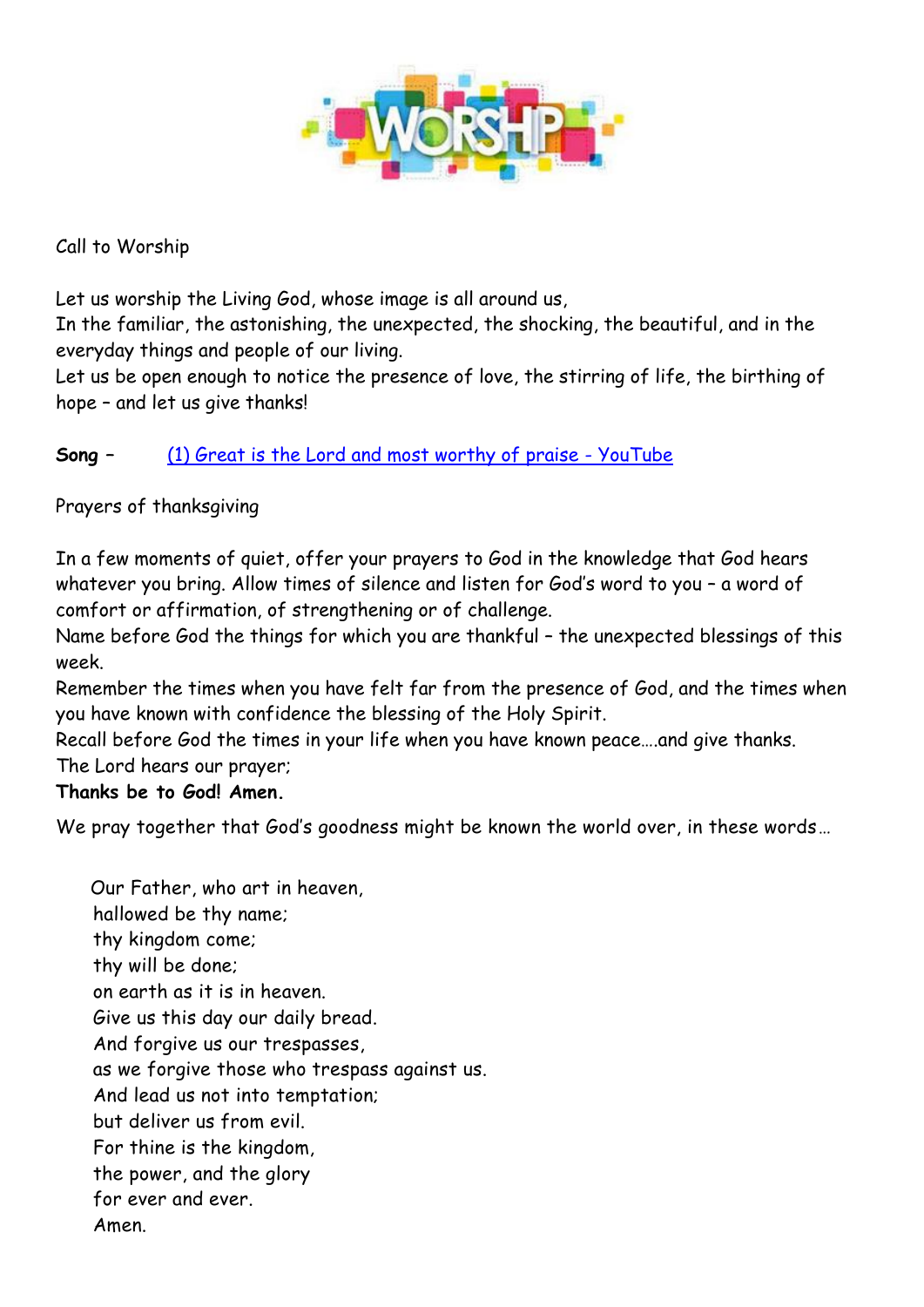Call to Worship

Let us worship the Living God, whose image is all around us,
In the familiar, the astonishing, the unexpected, the shocking, the beautiful, and in the everyday things and people of our living.
Let us be open enough to notice the presence of love, the stirring of life, the birthing of hope – and let us give thanks!

**Song –** [(1) Great is the Lord and most worthy of praise - YouTube]()

Prayers of thanksgiving

In a few moments of quiet, offer your prayers to God in the knowledge that God hears whatever you bring. Allow times of silence and listen for God's word to you – a word of comfort or affirmation, of strengthening or of challenge.
Name before God the things for which you are thankful – the unexpected blessings of this week.
Remember the times when you have felt far from the presence of God, and the times when you have known with confidence the blessing of the Holy Spirit.
Recall before God the times in your life when you have known peace….and give thanks.
The Lord hears our prayer;
**Thanks be to God! Amen.**

We pray together that God's goodness might be known the world over, in these words…

Our Father, who art in heaven,
hallowed be thy name;
thy kingdom come;
thy will be done;
on earth as it is in heaven.
Give us this day our daily bread.
And forgive us our trespasses,
as we forgive those who trespass against us.
And lead us not into temptation;
but deliver us from evil.
For thine is the kingdom,
the power, and the glory
for ever and ever.
Amen.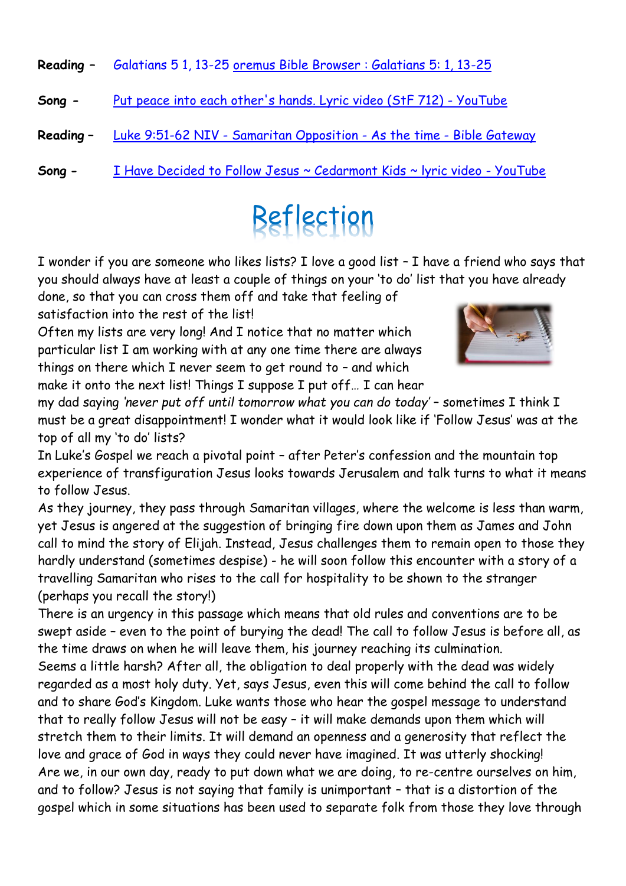**Reading –** Galatians 5 1, 13-25 oremus Bible Browser : Galatians 5: 1, 13-25

**Song -** Put peace into each other's hands. Lyric video (StF 712) - YouTube

**Reading –** Luke 9:51-62 NIV - Samaritan Opposition - As the time - Bible Gateway

**Song -** I Have Decided to Follow Jesus ~ Cedarmont Kids ~ lyric video - YouTube

# Reflection

I wonder if you are someone who likes lists? I love a good list – I have a friend who says that you should always have at least a couple of things on your 'to do' list that you have already done, so that you can cross them off and take that feeling of satisfaction into the rest of the list!

Often my lists are very long! And I notice that no matter which particular list I am working with at any one time there are always things on there which I never seem to get round to – and which make it onto the next list! Things I suppose I put off… I can hear my dad saying *'never put off until tomorrow what you can do today'* – sometimes I think I must be a great disappointment! I wonder what it would look like if 'Follow Jesus' was at the top of all my 'to do' lists?

In Luke's Gospel we reach a pivotal point – after Peter's confession and the mountain top experience of transfiguration Jesus looks towards Jerusalem and talk turns to what it means to follow Jesus.

As they journey, they pass through Samaritan villages, where the welcome is less than warm, yet Jesus is angered at the suggestion of bringing fire down upon them as James and John call to mind the story of Elijah. Instead, Jesus challenges them to remain open to those they hardly understand (sometimes despise) - he will soon follow this encounter with a story of a travelling Samaritan who rises to the call for hospitality to be shown to the stranger (perhaps you recall the story!)

There is an urgency in this passage which means that old rules and conventions are to be swept aside – even to the point of burying the dead! The call to follow Jesus is before all, as the time draws on when he will leave them, his journey reaching its culmination.

Seems a little harsh? After all, the obligation to deal properly with the dead was widely regarded as a most holy duty. Yet, says Jesus, even this will come behind the call to follow and to share God's Kingdom. Luke wants those who hear the gospel message to understand that to really follow Jesus will not be easy – it will make demands upon them which will stretch them to their limits. It will demand an openness and a generosity that reflect the love and grace of God in ways they could never have imagined. It was utterly shocking!

Are we, in our own day, ready to put down what we are doing, to re-centre ourselves on him, and to follow? Jesus is not saying that family is unimportant – that is a distortion of the gospel which in some situations has been used to separate folk from those they love through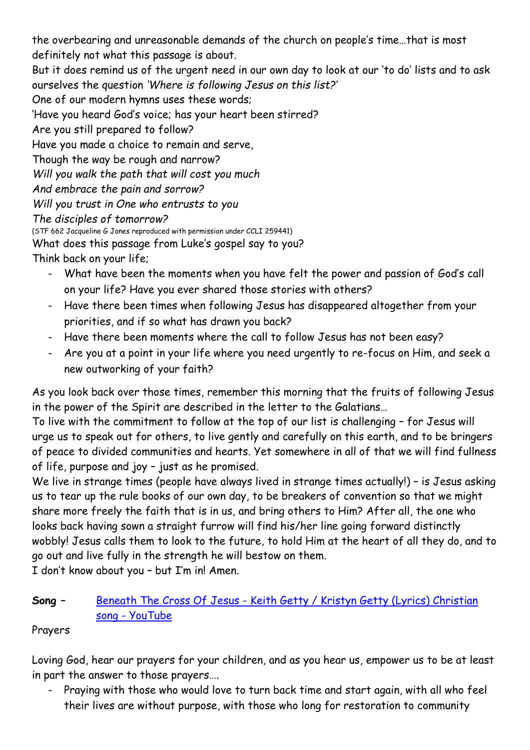the overbearing and unreasonable demands of the church on people's time…that is most definitely not what this passage is about.

But it does remind us of the urgent need in our own day to look at our 'to do' lists and to ask ourselves the question *'Where is following Jesus on this list?'*

One of our modern hymns uses these words;

'Have you heard God's voice; has your heart been stirred?
Are you still prepared to follow?
Have you made a choice to remain and serve,
Though the way be rough and narrow?
*Will you walk the path that will cost you much*
*And embrace the pain and sorrow?*
*Will you trust in One who entrusts to you*
*The disciples of tomorrow?*

(STF 662 Jacqueline G Jones reproduced with permission under CCLI 259441)

What does this passage from Luke's gospel say to you?

Think back on your life;

- What have been the moments when you have felt the power and passion of God's call on your life? Have you ever shared those stories with others?
- Have there been times when following Jesus has disappeared altogether from your priorities, and if so what has drawn you back?
- Have there been moments where the call to follow Jesus has not been easy?
- Are you at a point in your life where you need urgently to re-focus on Him, and seek a new outworking of your faith?

As you look back over those times, remember this morning that the fruits of following Jesus in the power of the Spirit are described in the letter to the Galatians…

To live with the commitment to follow at the top of our list is challenging – for Jesus will urge us to speak out for others, to live gently and carefully on this earth, and to be bringers of peace to divided communities and hearts. Yet somewhere in all of that we will find fullness of life, purpose and joy – just as he promised.

We live in strange times (people have always lived in strange times actually!) – is Jesus asking us to tear up the rule books of our own day, to be breakers of convention so that we might share more freely the faith that is in us, and bring others to Him? After all, the one who looks back having sown a straight furrow will find his/her line going forward distinctly wobbly! Jesus calls them to look to the future, to hold Him at the heart of all they do, and to go out and live fully in the strength he will bestow on them.

I don't know about you – but I'm in! Amen.

**Song –** Beneath The Cross Of Jesus - Keith Getty / Kristyn Getty (Lyrics) Christian song - YouTube

Prayers

Loving God, hear our prayers for your children, and as you hear us, empower us to be at least in part the answer to those prayers….

- Praying with those who would love to turn back time and start again, with all who feel their lives are without purpose, with those who long for restoration to community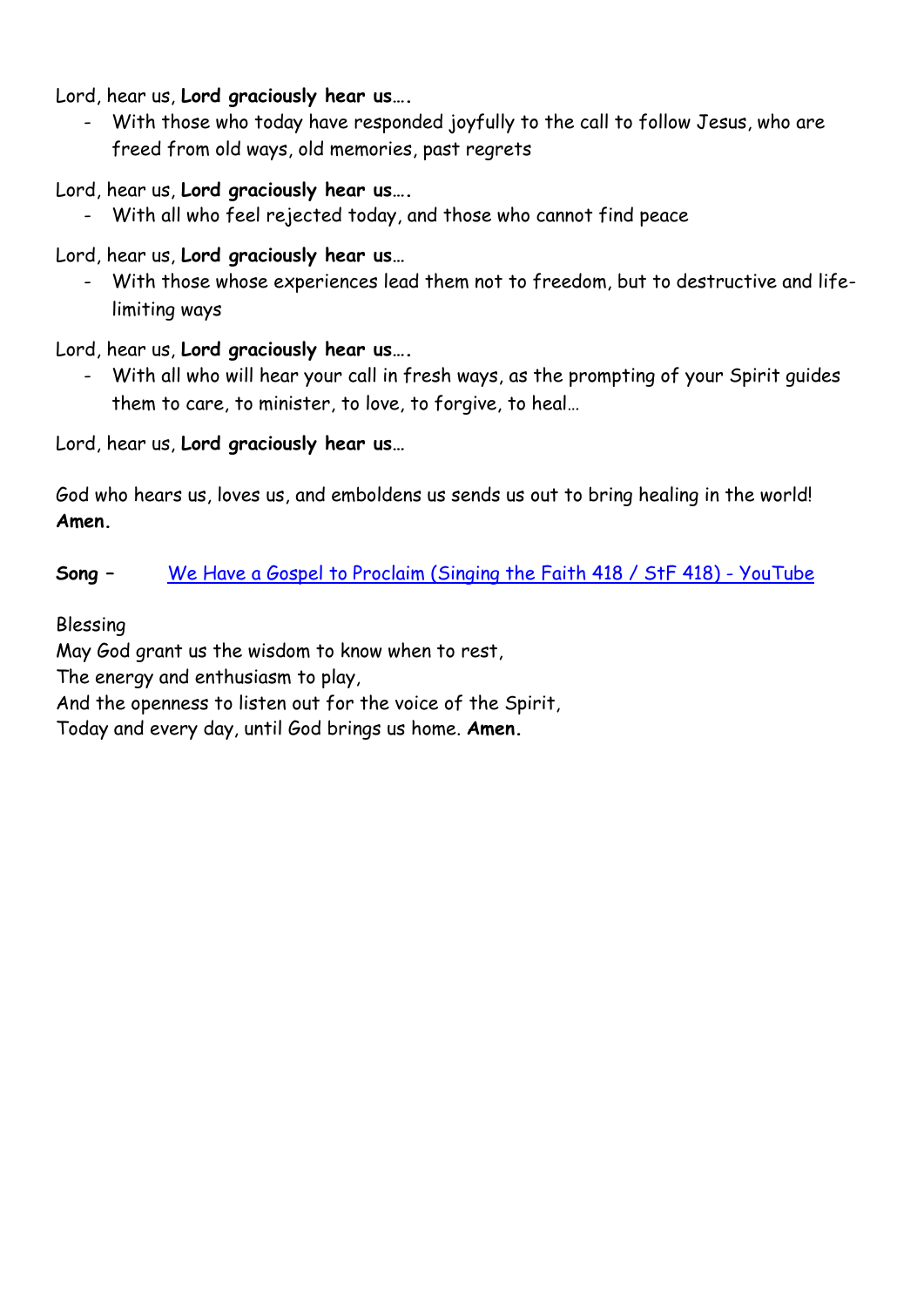Lord, hear us, **Lord graciously hear us….**

- With those who today have responded joyfully to the call to follow Jesus, who are freed from old ways, old memories, past regrets

Lord, hear us, **Lord graciously hear us….**

- With all who feel rejected today, and those who cannot find peace

Lord, hear us, **Lord graciously hear us…**

- With those whose experiences lead them not to freedom, but to destructive and life-limiting ways

Lord, hear us, **Lord graciously hear us….**

- With all who will hear your call in fresh ways, as the prompting of your Spirit guides them to care, to minister, to love, to forgive, to heal…

Lord, hear us, **Lord graciously hear us…**

God who hears us, loves us, and emboldens us sends us out to bring healing in the world! **Amen.**

**Song –** We Have a Gospel to Proclaim (Singing the Faith 418 / StF 418) - YouTube

Blessing
May God grant us the wisdom to know when to rest,
The energy and enthusiasm to play,
And the openness to listen out for the voice of the Spirit,
Today and every day, until God brings us home. **Amen.**